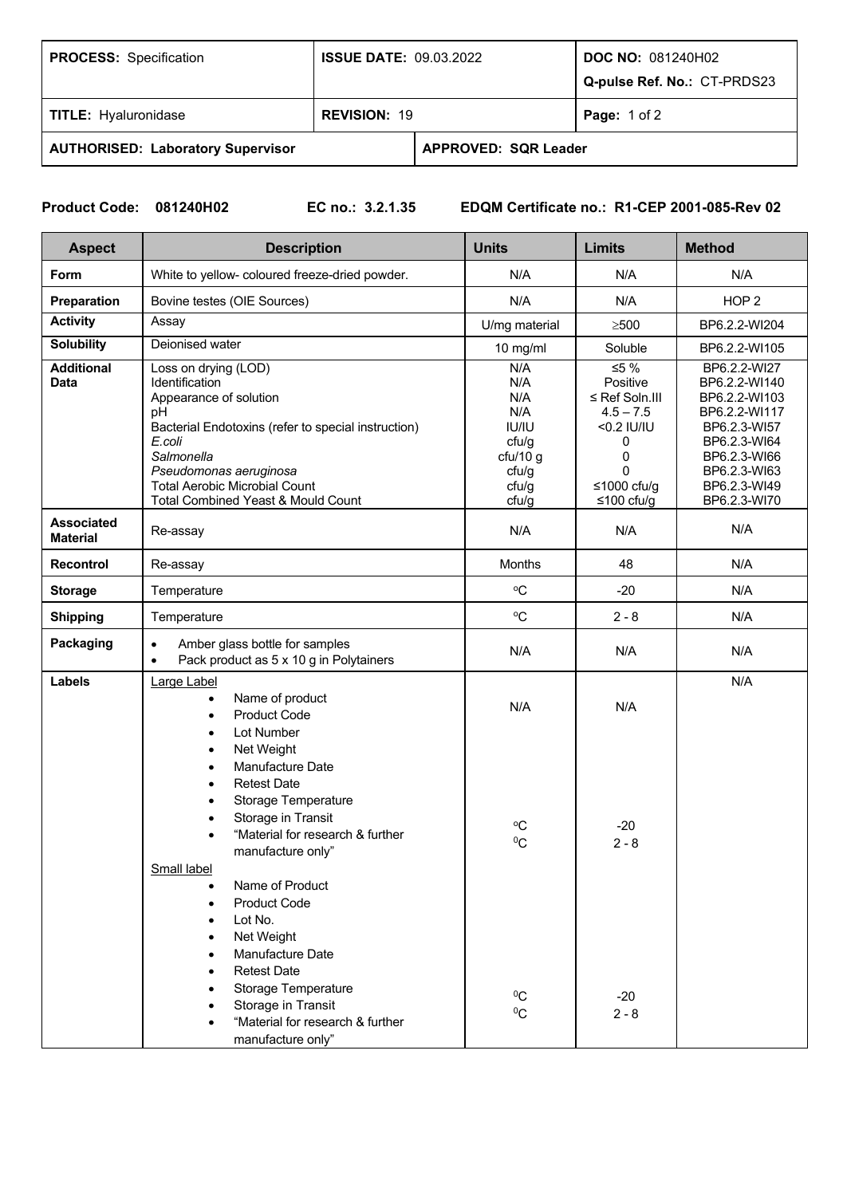| **PROCESS:** Specification | **ISSUE DATE:** 09.03.2022 | **DOC NO:** 081240H02<br>**Q-pulse Ref. No.:** CT-PRDS23 |
|---|---|---|
| **TITLE:** Hyaluronidase | **REVISION:** 19 | **Page:** 1 of 2 |
| **AUTHORISED: Laboratory Supervisor** | **APPROVED: SQR Leader** | |

**Product Code: 081240H02** **EC no.: 3.2.1.35** **EDQM Certificate no.: R1-CEP 2001-085-Rev 02**

| Aspect | Description | Units | Limits | Method |
|---|---|---|---|---|
| **Form** | White to yellow- coloured freeze-dried powder. | N/A | N/A | N/A |
| **Preparation** | Bovine testes (OIE Sources) | N/A | N/A | HOP 2 |
| **Activity** | Assay | U/mg material | ≥500 | BP6.2.2-WI204 |
| **Solubility** | Deionised water | 10 mg/ml | Soluble | BP6.2.2-WI105 |
| **Additional Data** | Loss on drying (LOD)<br>Identification<br>Appearance of solution<br>pH<br>Bacterial Endotoxins (refer to special instruction)<br>*E.coli*<br>*Salmonella*<br>*Pseudomonas aeruginosa*<br>Total Aerobic Microbial Count<br>Total Combined Yeast & Mould Count | N/A<br>N/A<br>N/A<br>N/A<br>IU/IU<br>cfu/g<br>cfu/10 g<br>cfu/g<br>cfu/g<br>cfu/g | ≤5 %<br>Positive<br>≤ Ref Soln.III<br>4.5 – 7.5<br><0.2 IU/IU<br>0<br>0<br>0<br>≤1000 cfu/g<br>≤100 cfu/g | BP6.2.2-WI27<br>BP6.2.2-WI140<br>BP6.2.2-WI103<br>BP6.2.2-WI117<br>BP6.2.3-WI57<br>BP6.2.3-WI64<br>BP6.2.3-WI66<br>BP6.2.3-WI63<br>BP6.2.3-WI49<br>BP6.2.3-WI70 |
| **Associated Material** | Re-assay | N/A | N/A | N/A |
| **Recontrol** | Re-assay | Months | 48 | N/A |
| **Storage** | Temperature | °C | -20 | N/A |
| **Shipping** | Temperature | °C | 2 - 8 | N/A |
| **Packaging** | • Amber glass bottle for samples<br>• Pack product as 5 x 10 g in Polytainers | N/A | N/A | N/A |
| **Labels** | Large Label<br>• Name of product<br>• Product Code<br>• Lot Number<br>• Net Weight<br>• Manufacture Date<br>• Retest Date<br>• Storage Temperature<br>• Storage in Transit<br>• "Material for research & further manufacture only"<br>Small label<br>• Name of Product<br>• Product Code<br>• Lot No.<br>• Net Weight<br>• Manufacture Date<br>• Retest Date<br>• Storage Temperature<br>• Storage in Transit<br>• "Material for research & further manufacture only" | N/A<br><br><br><br><br><br><br>°C<br>°C<br><br><br><br><br><br><br><br><br>°C<br>°C | N/A<br><br><br><br><br><br><br>-20<br>2 - 8<br><br><br><br><br><br><br><br><br>-20<br>2 - 8 | N/A |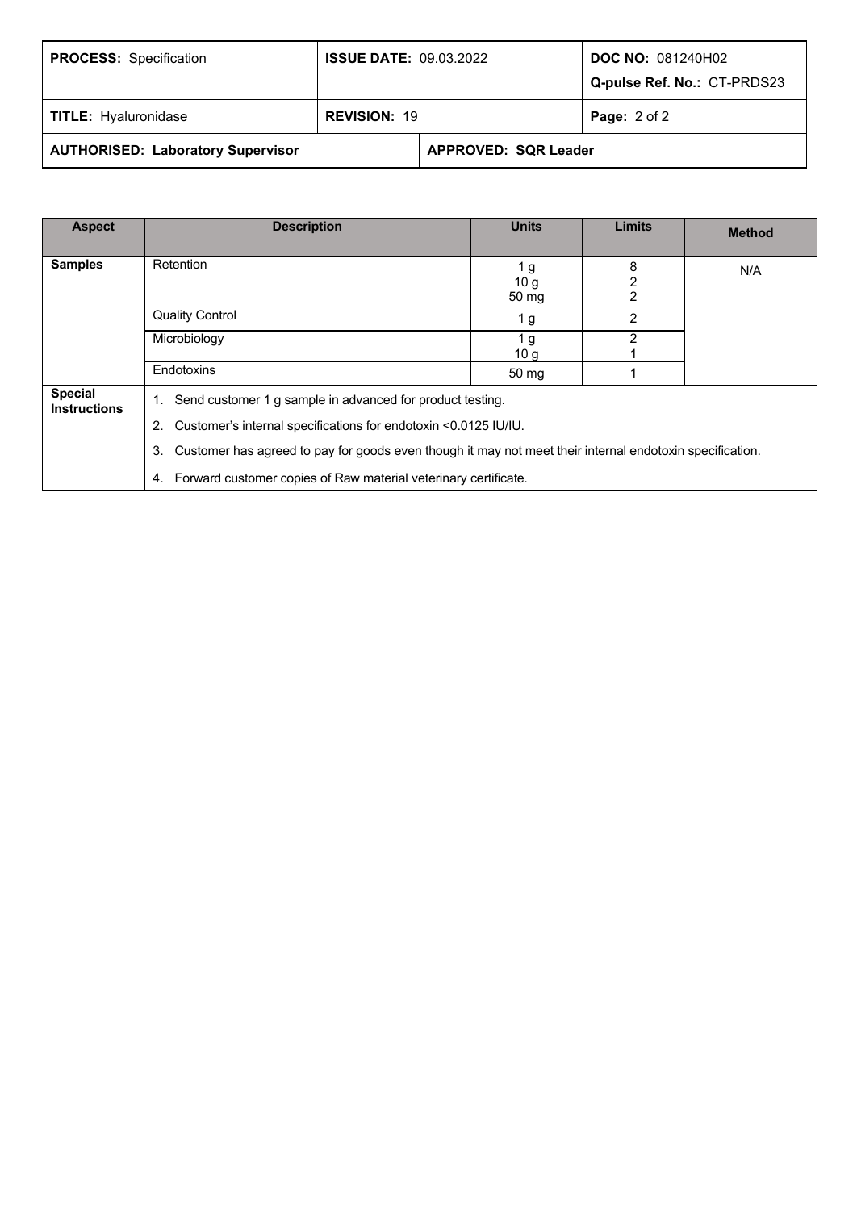| Aspect | Description | Units | Limits | Method |
|---|---|---|---|---|
| **Samples** | Retention | 1 g<br>10 g<br>50 mg | 8<br>2<br>2 | N/A |
| | Quality Control | 1 g | 2 | |
| | Microbiology | 1 g<br>10 g | 2<br>1 | |
| | Endotoxins | 50 mg | 1 | |
| **Special Instructions** | 1. Send customer 1 g sample in advanced for product testing.<br>2. Customer's internal specifications for endotoxin <0.0125 IU/IU.<br>3. Customer has agreed to pay for goods even though it may not meet their internal endotoxin specification.<br>4. Forward customer copies of Raw material veterinary certificate. | | | |